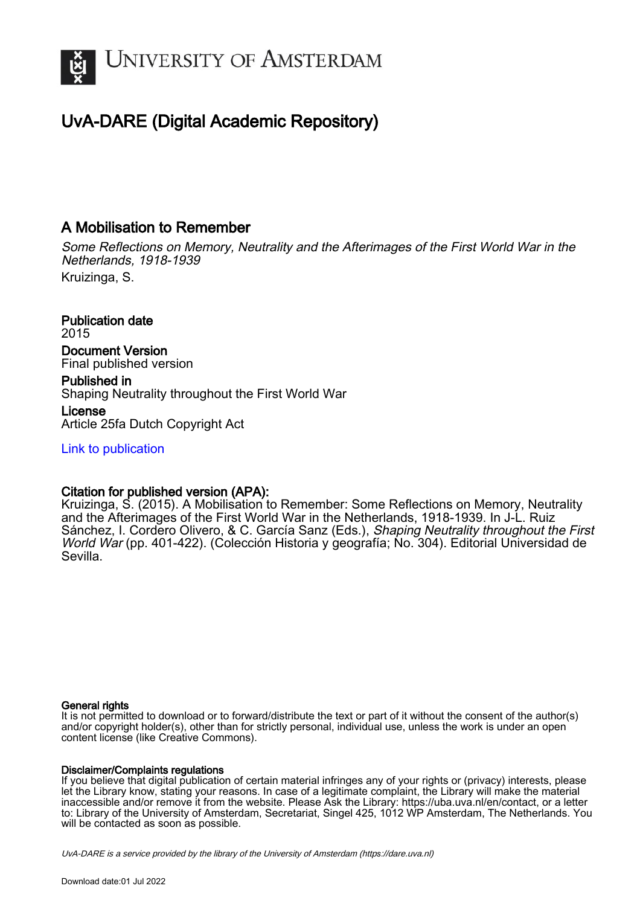UNIVERSITY OF AMSTERDAM

# UvA-DARE (Digital Academic Repository)

## A Mobilisation to Remember

*Some Reflections on Memory, Neutrality and the Afterimages of the First World War in the Netherlands, 1918-1939*

Kruizinga, S.

**Publication date**
2015

**Document Version**
Final published version

**Published in**
Shaping Neutrality throughout the First World War

**License**
Article 25fa Dutch Copyright Act

Link to publication

**Citation for published version (APA):**
Kruizinga, S. (2015). A Mobilisation to Remember: Some Reflections on Memory, Neutrality and the Afterimages of the First World War in the Netherlands, 1918-1939. In J-L. Ruiz Sánchez, I. Cordero Olivero, & C. García Sanz (Eds.), *Shaping Neutrality throughout the First World War* (pp. 401-422). (Colección Historia y geografía; No. 304). Editorial Universidad de Sevilla.

**General rights**
It is not permitted to download or to forward/distribute the text or part of it without the consent of the author(s) and/or copyright holder(s), other than for strictly personal, individual use, unless the work is under an open content license (like Creative Commons).

**Disclaimer/Complaints regulations**
If you believe that digital publication of certain material infringes any of your rights or (privacy) interests, please let the Library know, stating your reasons. In case of a legitimate complaint, the Library will make the material inaccessible and/or remove it from the website. Please Ask the Library: https://uba.uva.nl/en/contact, or a letter to: Library of the University of Amsterdam, Secretariat, Singel 425, 1012 WP Amsterdam, The Netherlands. You will be contacted as soon as possible.

*UvA-DARE is a service provided by the library of the University of Amsterdam (https://dare.uva.nl)*

Download date:01 Jul 2022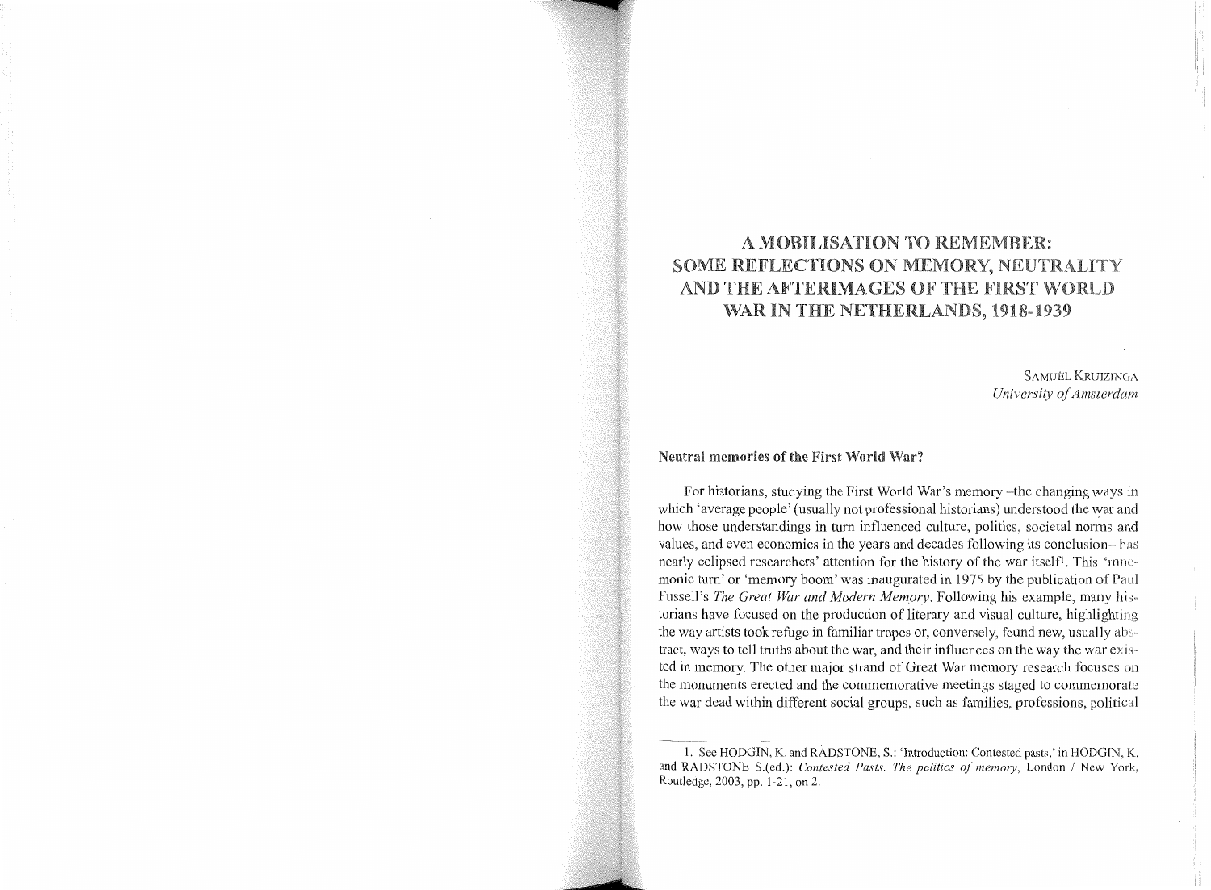# A MOBILISATION TO REMEMBER: SOME REFLECTIONS ON MEMORY, NEUTRALITY AND THE AFTERIMAGES OF THE FIRST WORLD WAR IN THE NETHERLANDS, 1918-1939

SAMUËL KRUIZINGA
*University of Amsterdam*

## Neutral memories of the First World War?

For historians, studying the First World War's memory –the changing ways in which 'average people' (usually not professional historians) understood the war and how those understandings in turn influenced culture, politics, societal norms and values, and even economics in the years and decades following its conclusion– has nearly eclipsed researchers' attention for the history of the war itself[1]. This 'mnemonic turn' or 'memory boom' was inaugurated in 1975 by the publication of Paul Fussell's *The Great War and Modern Memory*. Following his example, many historians have focused on the production of literary and visual culture, highlighting the way artists took refuge in familiar tropes or, conversely, found new, usually abstract, ways to tell truths about the war, and their influences on the way the war existed in memory. The other major strand of Great War memory research focuses on the monuments erected and the commemorative meetings staged to commemorate the war dead within different social groups, such as families, professions, political

---

1. See HODGIN, K. and RADSTONE, S.: 'Introduction: Contested pasts,' in HODGIN, K. and RADSTONE S.(ed.): *Contested Pasts. The politics of memory*, London / New York, Routledge, 2003, pp. 1-21, on 2.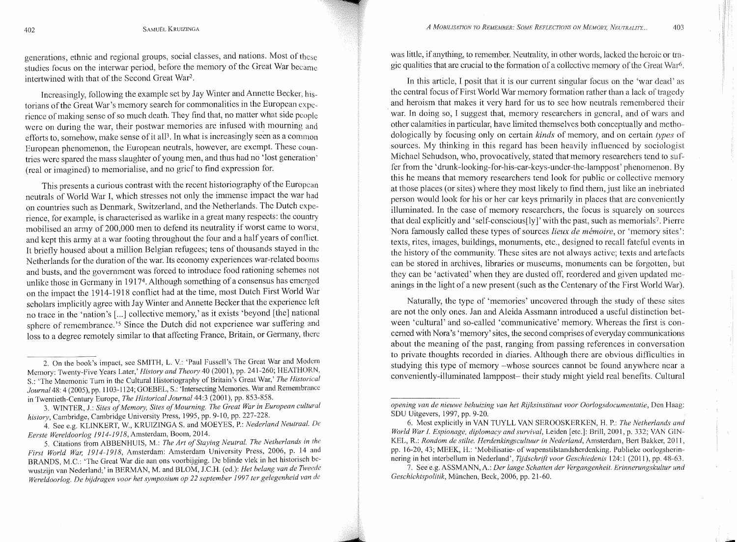generations, ethnic and regional groups, social classes, and nations. Most of these studies focus on the interwar period, before the memory of the Great War became intertwined with that of the Second Great War[2].

Increasingly, following the example set by Jay Winter and Annette Becker, historians of the Great War's memory search for commonalities in the European experience of making sense of so much death. They find that, no matter what side people were on during the war, their postwar memories are infused with mourning and efforts to, somehow, make sense of it all[3]. In what is increasingly seen as a common European phenomenon, the European neutrals, however, are exempt. These countries were spared the mass slaughter of young men, and thus had no 'lost generation' (real or imagined) to memorialise, and no grief to find expression for.

This presents a curious contrast with the recent historiography of the European neutrals of World War I, which stresses not only the immense impact the war had on countries such as Denmark, Switzerland, and the Netherlands. The Dutch experience, for example, is characterised as warlike in a great many respects: the country mobilised an army of 200,000 men to defend its neutrality if worst came to worst, and kept this army at a war footing throughout the four and a half years of conflict. It briefly housed about a million Belgian refugees; tens of thousands stayed in the Netherlands for the duration of the war. Its economy experiences war-related booms and busts, and the government was forced to introduce food rationing schemes not unlike those in Germany in 1917[4]. Although something of a consensus has emerged on the impact the 1914-1918 conflict had at the time, most Dutch First World War scholars implicitly agree with Jay Winter and Annette Becker that the experience left no trace in the 'nation's [...] collective memory,' as it exists 'beyond [the] national sphere of remembrance.'[5] Since the Dutch did not experience war suffering and loss to a degree remotely similar to that affecting France, Britain, or Germany, there was little, if anything, to remember. Neutrality, in other words, lacked the heroic or tragic qualities that are crucial to the formation of a collective memory of the Great War[6].

In this article, I posit that it is our current singular focus on the 'war dead' as the central focus of First World War memory formation rather than a lack of tragedy and heroism that makes it very hard for us to see how neutrals remembered their war. In doing so, I suggest that, memory researchers in general, and of wars and other calamities in particular, have limited themselves both conceptually and methodologically by focusing only on certain *kinds* of memory, and on certain *types* of sources. My thinking in this regard has been heavily influenced by sociologist Michael Schudson, who, provocatively, stated that memory researchers tend to suffer from the 'drunk-looking-for-his-car-keys-under-the-lamppost' phenomenon. By this he means that memory researchers tend look for public or collective memory at those places (or sites) where they most likely to find them, just like an inebriated person would look for his or her car keys primarily in places that are conveniently illuminated. In the case of memory researchers, the focus is squarely on sources that deal explicitly and 'self-conscious[ly]' with the past, such as memorials[7]. Pierre Nora famously called these types of sources *lieux de mémoire*, or 'memory sites': texts, rites, images, buildings, monuments, etc., designed to recall fateful events in the history of the community. These sites are not always active; texts and artefacts can be stored in archives, libraries or museums, monuments can be forgotten, but they can be 'activated' when they are dusted off, reordered and given updated meanings in the light of a new present (such as the Centenary of the First World War).

Naturally, the type of 'memories' uncovered through the study of these sites are not the only ones. Jan and Aleida Assmann introduced a useful distinction between 'cultural' and so-called 'communicative' memory. Whereas the first is concerned with Nora's 'memory' sites, the second comprises of everyday communications about the meaning of the past, ranging from passing references in conversation to private thoughts recorded in diaries. Although there are obvious difficulties in studying this type of memory –whose sources cannot be found anywhere near a conveniently-illuminated lamppost– their study might yield real benefits. Cultural

---

2. On the book's impact, see SMITH, L. V.: 'Paul Fussell's The Great War and Modern Memory: Twenty-Five Years Later,' *History and Theory* 40 (2001), pp. 241-260; HEATHORN, S.: 'The Mnemonic Turn in the Cultural Historiography of Britain's Great War,' *The Historical Journal* 48: 4 (2005), pp. 1103-1124; GOEBEL, S.: 'Intersecting Memories. War and Remembrance in Twentieth-Century Europe, *The Historical Journal* 44:3 (2001), pp. 853-858.

3. WINTER, J.: *Sites of Memory, Sites of Mourning. The Great War in European cultural history*, Cambridge, Cambridge University Press, 1995, pp. 9-10, pp. 227-228.

4. See e.g. KLINKERT, W., KRUIZINGA S. and MOEYES, P.: *Nederland Neutraal. De Eerste Wereldoorlog 1914-1918*, Amsterdam, Boom, 2014.

5. Citations from ABBENHUIS, M.: *The Art of Staying Neutral. The Netherlands in the First World War, 1914-1918*, Amsterdam: Amsterdam University Press, 2006, p. 14 and BRANDS, M.C.: 'The Great War die aan ons voorbijging. De blinde vlek in het historisch bewustzijn van Nederland;' in BERMAN, M. and BLOM, J.C.H. (ed.): *Het belang van de Tweede Wereldoorlog. De bijdragen voor het symposium op 22 september 1997 ter gelegenheid van de opening van de nieuwe behuizing van het Rijksinstituut voor Oorlogsdocumentatie*, Den Haag: SDU Uitgevers, 1997, pp. 9-20.

6. Most explicitly in VAN TUYLL VAN SEROOSKERKEN, H. P.: *The Netherlands and World War I. Espionage, diplomacy and survival*, Leiden [etc.]: Brill, 2001, p. 332; VAN GINKEL, R.: *Rondom de stilte. Herdenkingscultuur in Nederland*, Amsterdam, Bert Bakker, 2011, pp. 16-20, 43; MEEK, H.: 'Mobilisatie- of wapenstilstandsherdenking. Publieke oorlogsherinnering in het interbellum in Nederland', *Tijdschrift voor Geschiedenis* 124:1 (2011), pp. 48-63.

7. See e.g. ASSMANN, A.: *Der lange Schatten der Vergangenheit. Erinnerungskultur und Geschichtspolitik*, München, Beck, 2006, pp. 21-60.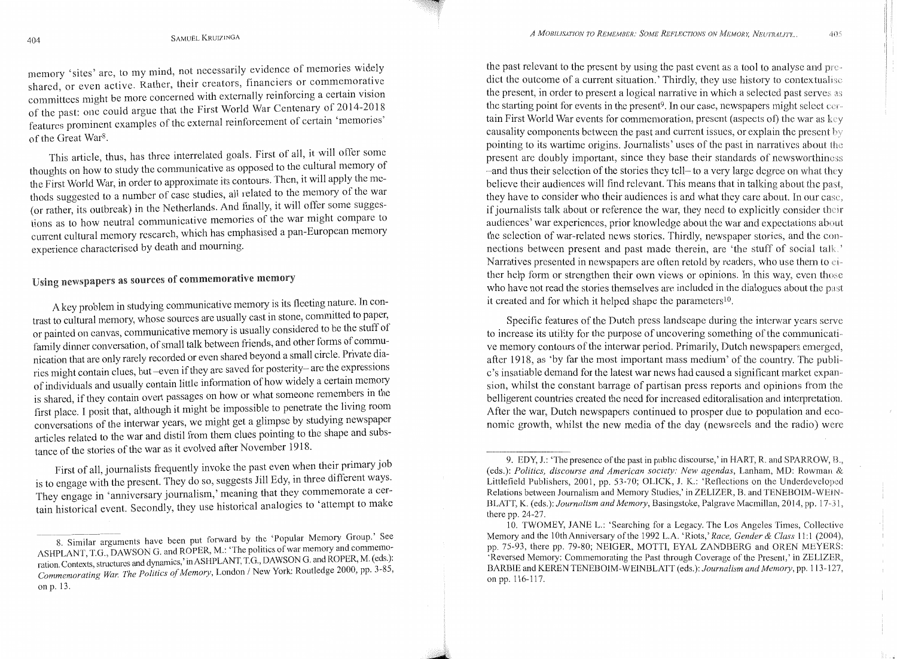memory 'sites' are, to my mind, not necessarily evidence of memories widely shared, or even active. Rather, their creators, financiers or commemorative committees might be more concerned with externally reinforcing a certain vision of the past: one could argue that the First World War Centenary of 2014-2018 features prominent examples of the external reinforcement of certain 'memories' of the Great War[8].

This article, thus, has three interrelated goals. First of all, it will offer some thoughts on how to study the communicative as opposed to the cultural memory of the First World War, in order to approximate its contours. Then, it will apply the methods suggested to a number of case studies, all related to the memory of the war (or rather, its outbreak) in the Netherlands. And finally, it will offer some suggestions as to how neutral communicative memories of the war might compare to current cultural memory research, which has emphasised a pan-European memory experience characterised by death and mourning.

## Using newspapers as sources of commemorative memory

A key problem in studying communicative memory is its fleeting nature. In contrast to cultural memory, whose sources are usually cast in stone, committed to paper, or painted on canvas, communicative memory is usually considered to be the stuff of family dinner conversation, of small talk between friends, and other forms of communication that are only rarely recorded or even shared beyond a small circle. Private diaries might contain clues, but –even if they are saved for posterity– are the expressions of individuals and usually contain little information of how widely a certain memory is shared, if they contain overt passages on how or what someone remembers in the first place. I posit that, although it might be impossible to penetrate the living room conversations of the interwar years, we might get a glimpse by studying newspaper articles related to the war and distil from them clues pointing to the shape and substance of the stories of the war as it evolved after November 1918.

First of all, journalists frequently invoke the past even when their primary job is to engage with the present. They do so, suggests Jill Edy, in three different ways. They engage in 'anniversary journalism,' meaning that they commemorate a certain historical event. Secondly, they use historical analogies to 'attempt to make the past relevant to the present by using the past event as a tool to analyse and predict the outcome of a current situation.' Thirdly, they use history to contextualise the present, in order to present a logical narrative in which a selected past serves as the starting point for events in the present[9]. In our case, newspapers might select certain First World War events for commemoration, present (aspects of) the war as key causality components between the past and current issues, or explain the present by pointing to its wartime origins. Journalists' uses of the past in narratives about the present are doubly important, since they base their standards of newsworthiness –and thus their selection of the stories they tell– to a very large degree on what they believe their audiences will find relevant. This means that in talking about the past, they have to consider who their audiences is and what they care about. In our case, if journalists talk about or reference the war, they need to explicitly consider their audiences' war experiences, prior knowledge about the war and expectations about the selection of war-related news stories. Thirdly, newspaper stories, and the connections between present and past made therein, are 'the stuff of social talk.' Narratives presented in newspapers are often retold by readers, who use them to either help form or strengthen their own views or opinions. In this way, even those who have not read the stories themselves are included in the dialogues about the past it created and for which it helped shape the parameters[10].

Specific features of the Dutch press landscape during the interwar years serve to increase its utility for the purpose of uncovering something of the communicative memory contours of the interwar period. Primarily, Dutch newspapers emerged, after 1918, as 'by far the most important mass medium' of the country. The public's insatiable demand for the latest war news had caused a significant market expansion, whilst the constant barrage of partisan press reports and opinions from the belligerent countries created the need for increased editoralisation and interpretation. After the war, Dutch newspapers continued to prosper due to population and economic growth, whilst the new media of the day (newsreels and the radio) were

---

8. Similar arguments have been put forward by the 'Popular Memory Group.' See ASHPLANT, T.G., DAWSON G. and ROPER, M.: 'The politics of war memory and commemoration. Contexts, structures and dynamics,' in ASHPLANT, T.G., DAWSON G. and ROPER, M. (eds.): *Commemorating War. The Politics of Memory*, London / New York: Routledge 2000, pp. 3-85, on p. 13.

9. EDY, J.: 'The presence of the past in public discourse,' in HART, R. and SPARROW, B., (eds.): *Politics, discourse and American society: New agendas*, Lanham, MD: Rowman & Littlefield Publishers, 2001, pp. 53-70; OLICK, J. K.: 'Reflections on the Underdeveloped Relations between Journalism and Memory Studies,' in ZELIZER, B. and TENEBOIM-WEINBLATT, K. (eds.): *Journalism and Memory*, Basingstoke, Palgrave Macmillan, 2014, pp. 17-31, there pp. 24-27.

10. TWOMEY, JANE L.: 'Searching for a Legacy. The Los Angeles Times, Collective Memory and the 10th Anniversary of the 1992 L.A. 'Riots,' *Race, Gender & Class* 11:1 (2004), pp. 75-93, there pp. 79-80; NEIGER, MOTTI, EYAL ZANDBERG and OREN MEYERS: 'Reversed Memory: Commemorating the Past through Coverage of the Present,' in ZELIZER, BARBIE and KEREN TENEBOIM-WEINBLATT (eds.): *Journalism and Memory*, pp. 113-127, on pp. 116-117.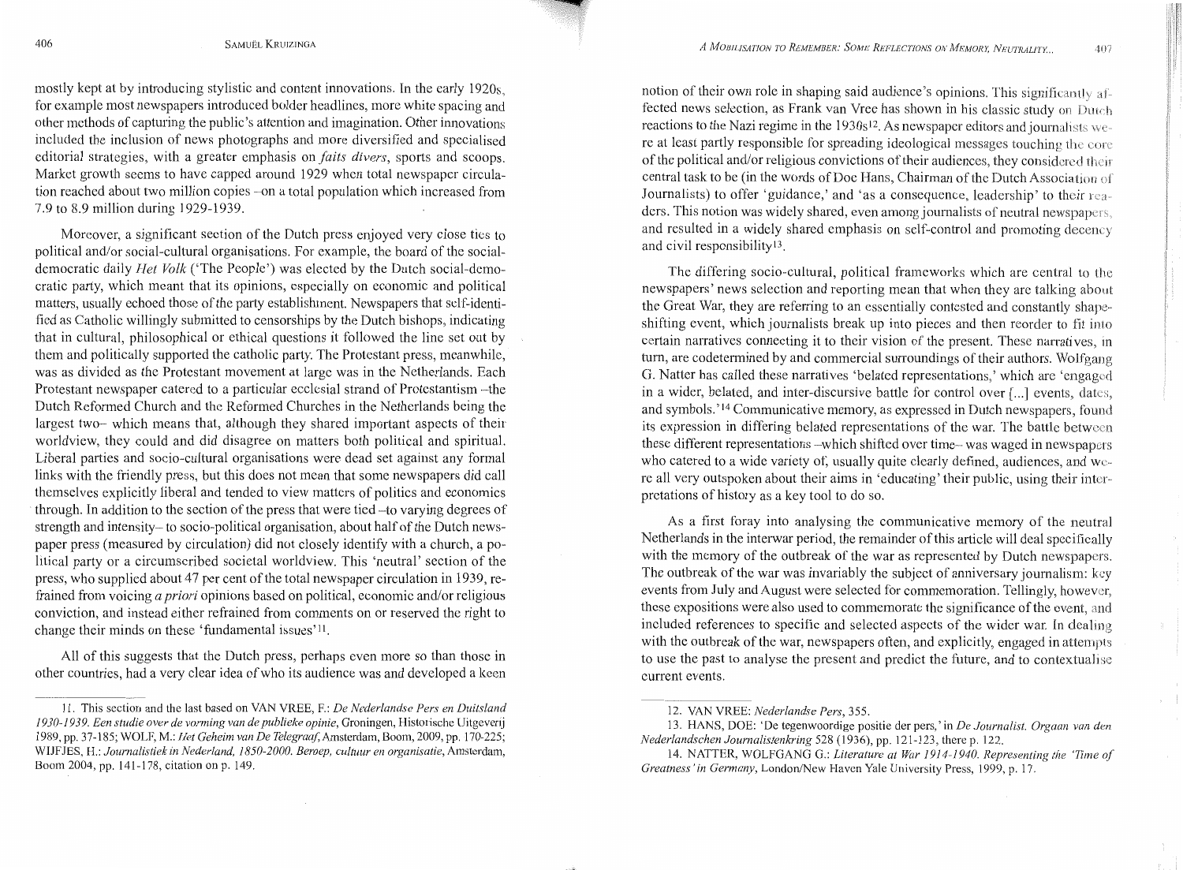mostly kept at by introducing stylistic and content innovations. In the early 1920s, for example most newspapers introduced bolder headlines, more white spacing and other methods of capturing the public's attention and imagination. Other innovations included the inclusion of news photographs and more diversified and specialised editorial strategies, with a greater emphasis on *faits divers*, sports and scoops. Market growth seems to have capped around 1929 when total newspaper circulation reached about two million copies –on a total population which increased from 7.9 to 8.9 million during 1929-1939.

Moreover, a significant section of the Dutch press enjoyed very close ties to political and/or social-cultural organisations. For example, the board of the social-democratic daily *Het Volk* ('The People') was elected by the Dutch social-democratic party, which meant that its opinions, especially on economic and political matters, usually echoed those of the party establishment. Newspapers that self-identified as Catholic willingly submitted to censorships by the Dutch bishops, indicating that in cultural, philosophical or ethical questions it followed the line set out by them and politically supported the catholic party. The Protestant press, meanwhile, was as divided as the Protestant movement at large was in the Netherlands. Each Protestant newspaper catered to a particular ecclesial strand of Protestantism –the Dutch Reformed Church and the Reformed Churches in the Netherlands being the largest two– which means that, although they shared important aspects of their worldview, they could and did disagree on matters both political and spiritual. Liberal parties and socio-cultural organisations were dead set against any formal links with the friendly press, but this does not mean that some newspapers did call themselves explicitly liberal and tended to view matters of politics and economics through. In addition to the section of the press that were tied –to varying degrees of strength and intensity– to socio-political organisation, about half of the Dutch newspaper press (measured by circulation) did not closely identify with a church, a political party or a circumscribed societal worldview. This 'neutral' section of the press, who supplied about 47 per cent of the total newspaper circulation in 1939, refrained from voicing *a priori* opinions based on political, economic and/or religious conviction, and instead either refrained from comments on or reserved the right to change their minds on these 'fundamental issues'[11].

All of this suggests that the Dutch press, perhaps even more so than those in other countries, had a very clear idea of who its audience was and developed a keen notion of their own role in shaping said audience's opinions. This significantly affected news selection, as Frank van Vree has shown in his classic study on Dutch reactions to the Nazi regime in the 1930s[12]. As newspaper editors and journalists were at least partly responsible for spreading ideological messages touching the core of the political and/or religious convictions of their audiences, they considered their central task to be (in the words of Doe Hans, Chairman of the Dutch Association of Journalists) to offer 'guidance,' and 'as a consequence, leadership' to their readers. This notion was widely shared, even among journalists of neutral newspapers, and resulted in a widely shared emphasis on self-control and promoting decency and civil responsibility[13].

The differing socio-cultural, political frameworks which are central to the newspapers' news selection and reporting mean that when they are talking about the Great War, they are referring to an essentially contested and constantly shape-shifting event, which journalists break up into pieces and then reorder to fit into certain narratives connecting it to their vision of the present. These narratives, in turn, are codetermined by and commercial surroundings of their authors. Wolfgang G. Natter has called these narratives 'belated representations,' which are 'engaged in a wider, belated, and inter-discursive battle for control over [...] events, dates, and symbols.'[14] Communicative memory, as expressed in Dutch newspapers, found its expression in differing belated representations of the war. The battle between these different representations –which shifted over time– was waged in newspapers who catered to a wide variety of, usually quite clearly defined, audiences, and were all very outspoken about their aims in 'educating' their public, using their interpretations of history as a key tool to do so.

As a first foray into analysing the communicative memory of the neutral Netherlands in the interwar period, the remainder of this article will deal specifically with the memory of the outbreak of the war as represented by Dutch newspapers. The outbreak of the war was invariably the subject of anniversary journalism: key events from July and August were selected for commemoration. Tellingly, however, these expositions were also used to commemorate the significance of the event, and included references to specific and selected aspects of the wider war. In dealing with the outbreak of the war, newspapers often, and explicitly, engaged in attempts to use the past to analyse the present and predict the future, and to contextualise current events.

---

11. This section and the last based on VAN VREE, F.: *De Nederlandse Pers en Duitsland 1930-1939. Een studie over de vorming van de publieke opinie*, Groningen, Historische Uitgeverij 1989, pp. 37-185; WOLF, M.: *Het Geheim van De Telegraaf*, Amsterdam, Boom, 2009, pp. 170-225; WIJFJES, H.: *Journalistiek in Nederland, 1850-2000. Beroep, cultuur en organisatie*, Amsterdam, Boom 2004, pp. 141-178, citation on p. 149.

12. VAN VREE: *Nederlandse Pers*, 355.

13. HANS, DOE: 'De tegenwoordige positie der pers,' in *De Journalist. Orgaan van den Nederlandschen Journalistenkring* 528 (1936), pp. 121-123, there p. 122.

14. NATTER, WOLFGANG G.: *Literature at War 1914-1940. Representing the 'Time of Greatness' in Germany*, London/New Haven Yale University Press, 1999, p. 17.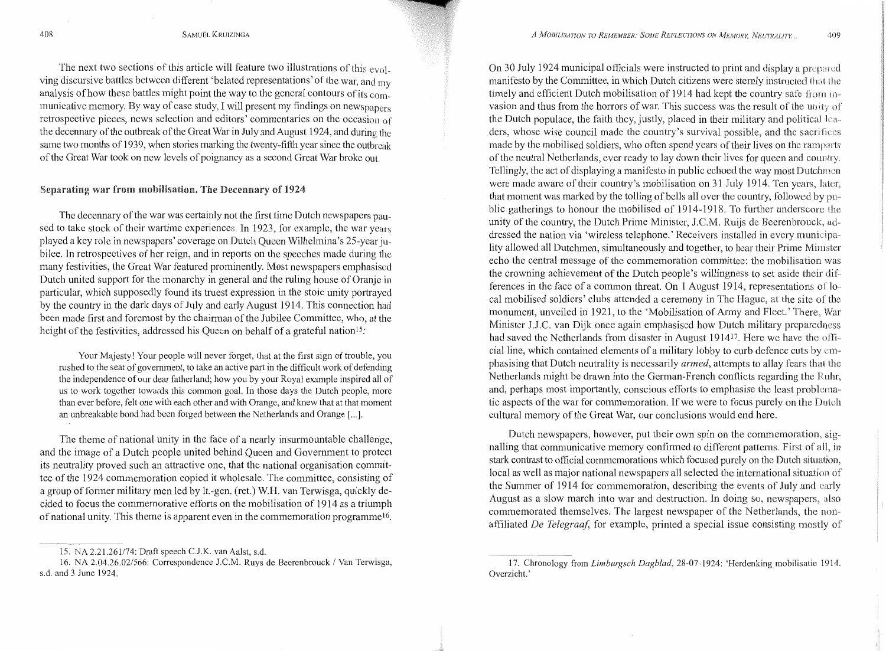The next two sections of this article will feature two illustrations of this evolving discursive battles between different 'belated representations' of the war, and my analysis of how these battles might point the way to the general contours of its communicative memory. By way of case study, I will present my findings on newspapers retrospective pieces, news selection and editors' commentaries on the occasion of the decennary of the outbreak of the Great War in July and August 1924, and during the same two months of 1939, when stories marking the twenty-fifth year since the outbreak of the Great War took on new levels of poignancy as a second Great War broke out.

## Separating war from mobilisation. The Decennary of 1924

The decennary of the war was certainly not the first time Dutch newspapers paused to take stock of their wartime experiences. In 1923, for example, the war years played a key role in newspapers' coverage on Dutch Queen Wilhelmina's 25-year jubilee. In retrospectives of her reign, and in reports on the speeches made during the many festivities, the Great War featured prominently. Most newspapers emphasised Dutch united support for the monarchy in general and the ruling house of Oranje in particular, which supposedly found its truest expression in the stoic unity portrayed by the country in the dark days of July and early August 1914. This connection had been made first and foremost by the chairman of the Jubilee Committee, who, at the height of the festivities, addressed his Queen on behalf of a grateful nation[15]:

> Your Majesty! Your people will never forget, that at the first sign of trouble, you rushed to the seat of government, to take an active part in the difficult work of defending the independence of our dear fatherland; how you by your Royal example inspired all of us to work together towards this common goal. In those days the Dutch people, more than ever before, felt one with each other and with Orange, and knew that at that moment an unbreakable bond had been forged between the Netherlands and Orange [...].

The theme of national unity in the face of a nearly insurmountable challenge, and the image of a Dutch people united behind Queen and Government to protect its neutrality proved such an attractive one, that the national organisation committee of the 1924 commemoration copied it wholesale. The committee, consisting of a group of former military men led by lt.-gen. (ret.) W.H. van Terwisga, quickly decided to focus the commemorative efforts on the mobilisation of 1914 as a triumph of national unity. This theme is apparent even in the commemoration programme[16].

On 30 July 1924 municipal officials were instructed to print and display a prepared manifesto by the Committee, in which Dutch citizens were sternly instructed that the timely and efficient Dutch mobilisation of 1914 had kept the country safe from invasion and thus from the horrors of war. This success was the result of the unity of the Dutch populace, the faith they, justly, placed in their military and political leaders, whose wise council made the country's survival possible, and the sacrifices made by the mobilised soldiers, who often spend years of their lives on the ramparts of the neutral Netherlands, ever ready to lay down their lives for queen and country. Tellingly, the act of displaying a manifesto in public echoed the way most Dutchmen were made aware of their country's mobilisation on 31 July 1914. Ten years, later, that moment was marked by the tolling of bells all over the country, followed by public gatherings to honour the mobilised of 1914-1918. To further underscore the unity of the country, the Dutch Prime Minister, J.C.M. Ruijs de Beerenbrouck, addressed the nation via 'wireless telephone.' Receivers installed in every municipality allowed all Dutchmen, simultaneously and together, to hear their Prime Minister echo the central message of the commemoration committee: the mobilisation was the crowning achievement of the Dutch people's willingness to set aside their differences in the face of a common threat. On 1 August 1914, representations of local mobilised soldiers' clubs attended a ceremony in The Hague, at the site of the monument, unveiled in 1921, to the 'Mobilisation of Army and Fleet.' There, War Minister J.J.C. van Dijk once again emphasised how Dutch military preparedness had saved the Netherlands from disaster in August 1914[17]. Here we have the official line, which contained elements of a military lobby to curb defence cuts by emphasising that Dutch neutrality is necessarily *armed*, attempts to allay fears that the Netherlands might be drawn into the German-French conflicts regarding the Ruhr, and, perhaps most importantly, conscious efforts to emphasise the least problematic aspects of the war for commemoration. If we were to focus purely on the Dutch cultural memory of the Great War, our conclusions would end here.

Dutch newspapers, however, put their own spin on the commemoration, signalling that communicative memory confirmed to different patterns. First of all, in stark contrast to official commemorations which focused purely on the Dutch situation, local as well as major national newspapers all selected the international situation of the Summer of 1914 for commemoration, describing the events of July and early August as a slow march into war and destruction. In doing so, newspapers, also commemorated themselves. The largest newspaper of the Netherlands, the non-affiliated *De Telegraaf*, for example, printed a special issue consisting mostly of

---

15. NA 2.21.261/74: Draft speech C.J.K. van Aalst, s.d.

16. NA 2.04.26.02/566: Correspondence J.C.M. Ruys de Beerenbrouck / Van Terwisga, s.d. and 3 June 1924.

17. Chronology from *Limburgsch Dagblad*, 28-07-1924: 'Herdenking mobilisatie 1914. Overzicht.'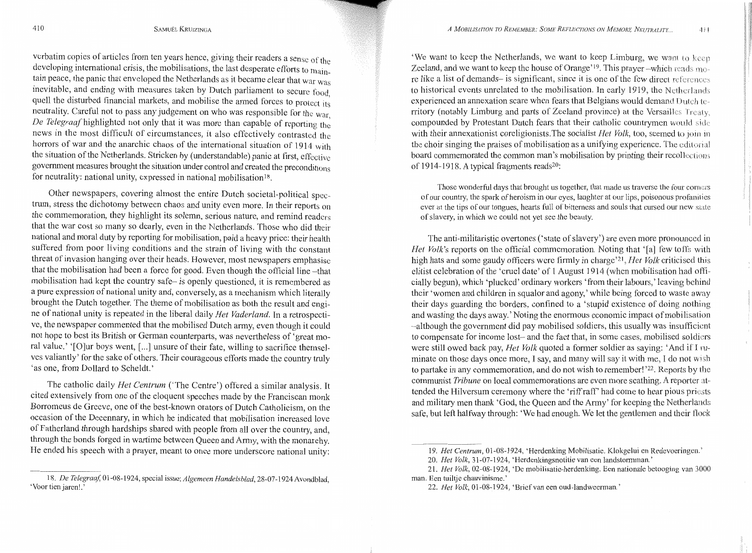verbatim copies of articles from ten years hence, giving their readers a sense of the developing international crisis, the mobilisations, the last desperate efforts to maintain peace, the panic that enveloped the Netherlands as it became clear that war was inevitable, and ending with measures taken by Dutch parliament to secure food, quell the disturbed financial markets, and mobilise the armed forces to protect its neutrality. Careful not to pass any judgement on who was responsible for the war, *De Telegraaf* highlighted not only that it was more than capable of reporting the news in the most difficult of circumstances, it also effectively contrasted the horrors of war and the anarchic chaos of the international situation of 1914 with the situation of the Netherlands. Stricken by (understandable) panic at first, effective government measures brought the situation under control and created the preconditions for neutrality: national unity, expressed in national mobilisation[18].

Other newspapers, covering almost the entire Dutch societal-political spectrum, stress the dichotomy between chaos and unity even more. In their reports on the commemoration, they highlight its solemn, serious nature, and remind readers that the war cost so many so dearly, even in the Netherlands. Those who did their national and moral duty by reporting for mobilisation, paid a heavy price: their health suffered from poor living conditions and the strain of living with the constant threat of invasion hanging over their heads. However, most newspapers emphasise that the mobilisation had been a force for good. Even though the official line –that mobilisation had kept the country safe– is openly questioned, it is remembered as a pure expression of national unity and, conversely, as a mechanism which literally brought the Dutch together. The theme of mobilisation as both the result and engine of national unity is repeated in the liberal daily *Het Vaderland*. In a retrospective, the newspaper commented that the mobilised Dutch army, even though it could not hope to best its British or German counterparts, was nevertheless of 'great moral value.' '[O]ur boys went, [...] unsure of their fate, willing to sacrifice themselves valiantly' for the sake of others. Their courageous efforts made the country truly 'as one, from Dollard to Scheldt.'

The catholic daily *Het Centrum* ('The Centre') offered a similar analysis. It cited extensively from one of the eloquent speeches made by the Franciscan monk Borromeus de Greeve, one of the best-known orators of Dutch Catholicism, on the occasion of the Decennary, in which he indicated that mobilisation increased love of Fatherland through hardships shared with people from all over the country, and, through the bonds forged in wartime between Queen and Army, with the monarchy. He ended his speech with a prayer, meant to once more underscore national unity: 'We want to keep the Netherlands, we want to keep Limburg, we want to keep Zeeland, and we want to keep the house of Orange'[19]. This prayer –which reads more like a list of demands– is significant, since it is one of the few direct references to historical events unrelated to the mobilisation. In early 1919, the Netherlands experienced an annexation scare when fears that Belgians would demand Dutch territory (notably Limburg and parts of Zeeland province) at the Versailles Treaty, compounded by Protestant Dutch fears that their catholic countrymen would side with their annexationist coreligionists.The socialist *Het Volk*, too, seemed to join in the choir singing the praises of mobilisation as a unifying experience. The editorial board commemorated the common man's mobilisation by printing their recollections of 1914-1918. A typical fragments reads[20]:

> Those wonderful days that brought us together, that made us traverse the four corners of our country, the spark of heroism in our eyes, laughter at our lips, poisonous profanities ever at the tips of our tongues, hearts full of bitterness and souls that cursed our new state of slavery, in which we could not yet see the beauty.

The anti-militaristic overtones ('state of slavery') are even more pronounced in *Het Volk*'s reports on the official commemoration. Noting that '[a] few toffs with high hats and some gaudy officers were firmly in charge'[21], *Het Volk* criticised this elitist celebration of the 'cruel date' of 1 August 1914 (when mobilisation had officially begun), which 'plucked' ordinary workers 'from their labours,' leaving behind their 'women and children in squalor and agony,' while being forced to waste away their days guarding the borders, confined to a 'stupid existence of doing nothing and wasting the days away.' Noting the enormous economic impact of mobilisation –although the government did pay mobilised soldiers, this usually was insufficient to compensate for income lost– and the fact that, in some cases, mobilised soldiers were still owed back pay, *Het Volk* quoted a former soldier as saying: 'And if I ruminate on those days once more, I say, and many will say it with me, I do not wish to partake in any commemoration, and do not wish to remember!'[22]. Reports by the communist *Tribune* on local commemorations are even more scathing. A reporter attended the Hilversum ceremony where the 'riff raff' had come to hear pious priests and military men thank 'God, the Queen and the Army' for keeping the Netherlands safe, but left halfway through: 'We had enough. We let the gentlemen and their flock

---

18. *De Telegraaf*, 01-08-1924, special issue; *Algemeen Handelsblad*, 28-07-1924 Avondblad, 'Voor tien jaren!.'

19. *Het Centrum*, 01-08-1924, 'Herdenking Mobilisatie. Klokgelui en Redevoeringen.'

20. *Het Volk*, 31-07-1924, 'Herdenkingsnotitie van een landstormman.'

21. *Het Volk*, 02-08-1924, 'De mobilisatie-herdenking. Een nationale betooging van 3000 man. Een tuiltje chauvinisme.'

22. *Het Volk*, 01-08-1924, 'Brief van een oud-landweerman.'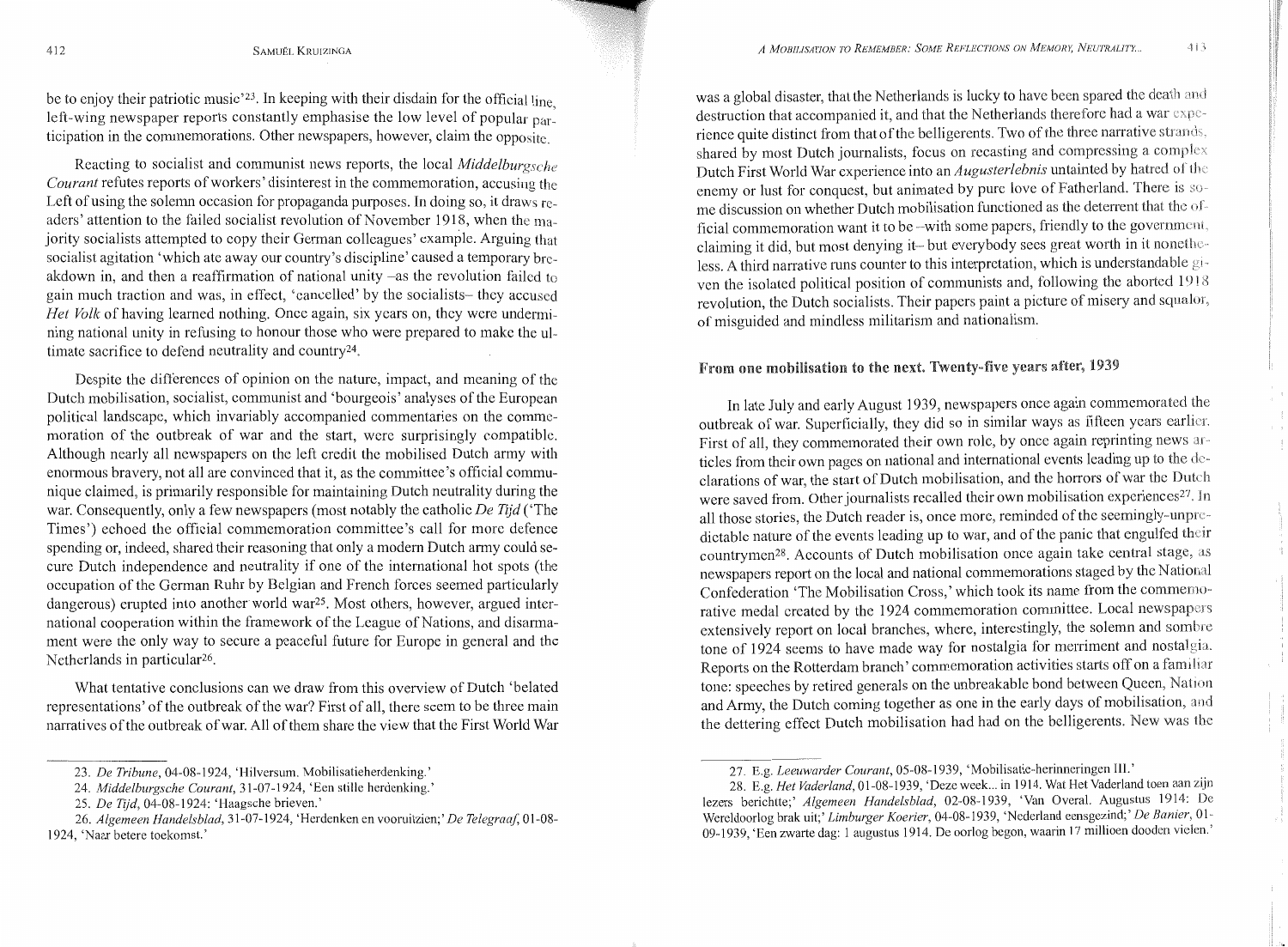be to enjoy their patriotic music'[23]. In keeping with their disdain for the official line, left-wing newspaper reports constantly emphasise the low level of popular participation in the commemorations. Other newspapers, however, claim the opposite.

Reacting to socialist and communist news reports, the local *Middelburgsche Courant* refutes reports of workers' disinterest in the commemoration, accusing the Left of using the solemn occasion for propaganda purposes. In doing so, it draws readers' attention to the failed socialist revolution of November 1918, when the majority socialists attempted to copy their German colleagues' example. Arguing that socialist agitation 'which ate away our country's discipline' caused a temporary breakdown in, and then a reaffirmation of national unity –as the revolution failed to gain much traction and was, in effect, 'cancelled' by the socialists– they accused *Het Volk* of having learned nothing. Once again, six years on, they were undermining national unity in refusing to honour those who were prepared to make the ultimate sacrifice to defend neutrality and country[24].

Despite the differences of opinion on the nature, impact, and meaning of the Dutch mobilisation, socialist, communist and 'bourgeois' analyses of the European political landscape, which invariably accompanied commentaries on the commemoration of the outbreak of war and the start, were surprisingly compatible. Although nearly all newspapers on the left credit the mobilised Dutch army with enormous bravery, not all are convinced that it, as the committee's official communique claimed, is primarily responsible for maintaining Dutch neutrality during the war. Consequently, only a few newspapers (most notably the catholic *De Tijd* ('The Times') echoed the official commemoration committee's call for more defence spending or, indeed, shared their reasoning that only a modern Dutch army could secure Dutch independence and neutrality if one of the international hot spots (the occupation of the German Ruhr by Belgian and French forces seemed particularly dangerous) erupted into another world war[25]. Most others, however, argued international cooperation within the framework of the League of Nations, and disarmament were the only way to secure a peaceful future for Europe in general and the Netherlands in particular[26].

What tentative conclusions can we draw from this overview of Dutch 'belated representations' of the outbreak of the war? First of all, there seem to be three main narratives of the outbreak of war. All of them share the view that the First World War was a global disaster, that the Netherlands is lucky to have been spared the death and destruction that accompanied it, and that the Netherlands therefore had a war experience quite distinct from that of the belligerents. Two of the three narrative strands, shared by most Dutch journalists, focus on recasting and compressing a complex Dutch First World War experience into an *Augusterlebnis* untainted by hatred of the enemy or lust for conquest, but animated by pure love of Fatherland. There is some discussion on whether Dutch mobilisation functioned as the deterrent that the official commemoration want it to be –with some papers, friendly to the government, claiming it did, but most denying it– but everybody sees great worth in it nonetheless. A third narrative runs counter to this interpretation, which is understandable given the isolated political position of communists and, following the aborted 1918 revolution, the Dutch socialists. Their papers paint a picture of misery and squalor, of misguided and mindless militarism and nationalism.

## From one mobilisation to the next. Twenty-five years after, 1939

In late July and early August 1939, newspapers once again commemorated the outbreak of war. Superficially, they did so in similar ways as fifteen years earlier. First of all, they commemorated their own role, by once again reprinting news articles from their own pages on national and international events leading up to the declarations of war, the start of Dutch mobilisation, and the horrors of war the Dutch were saved from. Other journalists recalled their own mobilisation experiences[27]. In all those stories, the Dutch reader is, once more, reminded of the seemingly-unpredictable nature of the events leading up to war, and of the panic that engulfed their countrymen[28]. Accounts of Dutch mobilisation once again take central stage, as newspapers report on the local and national commemorations staged by the National Confederation 'The Mobilisation Cross,' which took its name from the commemorative medal created by the 1924 commemoration committee. Local newspapers extensively report on local branches, where, interestingly, the solemn and sombre tone of 1924 seems to have made way for nostalgia for merriment and nostalgia. Reports on the Rotterdam branch' commemoration activities starts off on a familiar tone: speeches by retired generals on the unbreakable bond between Queen, Nation and Army, the Dutch coming together as one in the early days of mobilisation, and the dettering effect Dutch mobilisation had had on the belligerents. New was the

---

23. *De Tribune*, 04-08-1924, 'Hilversum. Mobilisatieherdenking.'

24. *Middelburgsche Courant*, 31-07-1924, 'Een stille herdenking.'

25. *De Tijd*, 04-08-1924: 'Haagsche brieven.'

26. *Algemeen Handelsblad*, 31-07-1924, 'Herdenken en vooruitzien;' *De Telegraaf*, 01-08-1924, 'Naar betere toekomst.'

27. E.g. *Leeuwarder Courant*, 05-08-1939, 'Mobilisatie-herinneringen III.'

28. E.g. *Het Vaderland*, 01-08-1939, 'Deze week... in 1914. Wat Het Vaderland toen aan zijn lezers berichtte;' *Algemeen Handelsblad*, 02-08-1939, 'Van Overal. Augustus 1914: De Wereldoorlog brak uit;' *Limburger Koerier*, 04-08-1939, 'Nederland eensgezind;' *De Banier*, 01-09-1939, 'Een zwarte dag: 1 augustus 1914. De oorlog begon, waarin 17 millioen dooden vielen.'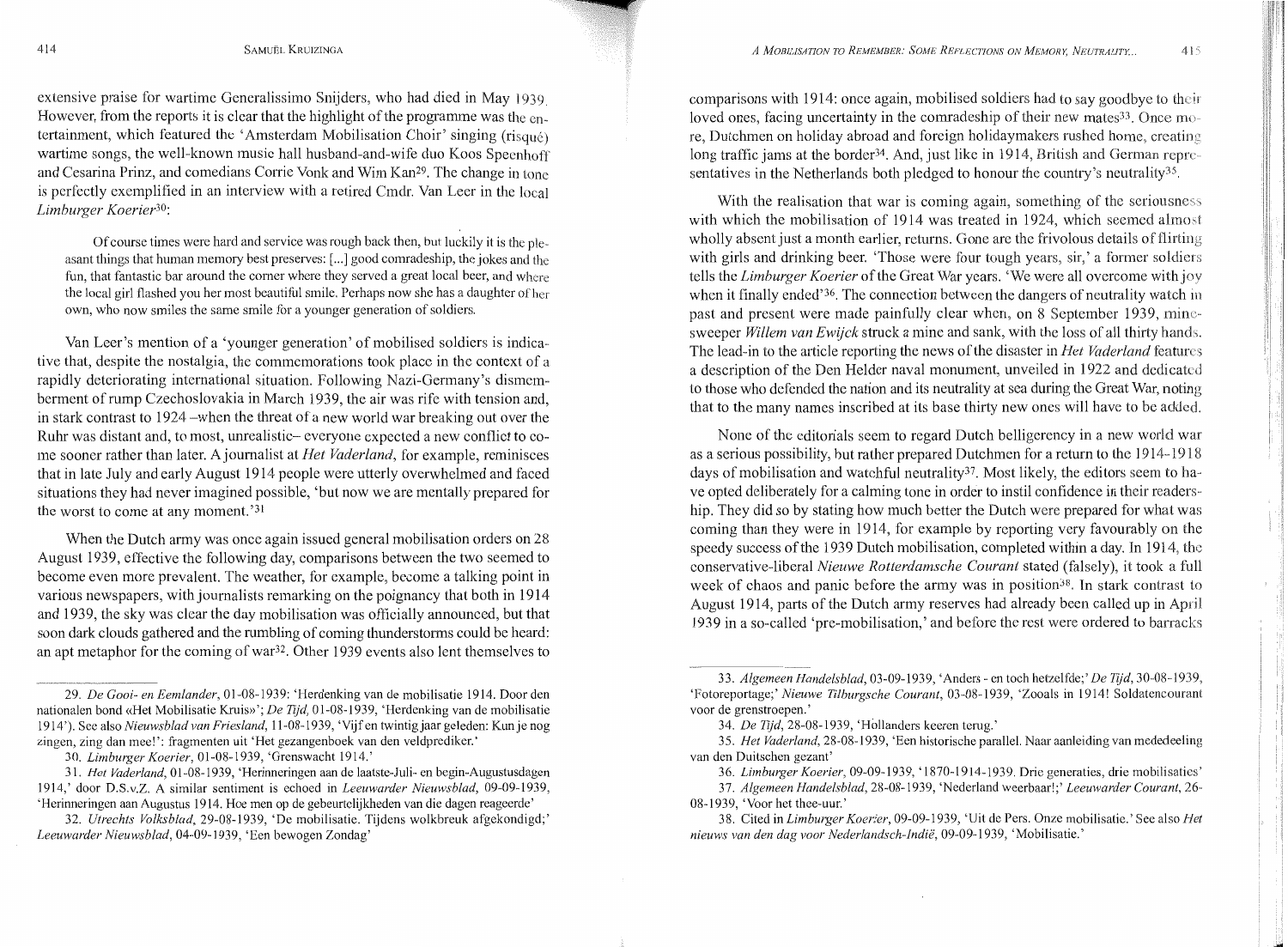extensive praise for wartime Generalissimo Snijders, who had died in May 1939. However, from the reports it is clear that the highlight of the programme was the entertainment, which featured the 'Amsterdam Mobilisation Choir' singing (risqué) wartime songs, the well-known music hall husband-and-wife duo Koos Speenhoff and Cesarina Prinz, and comedians Corrie Vonk and Wim Kan[29]. The change in tone is perfectly exemplified in an interview with a retired Cmdr. Van Leer in the local *Limburger Koerier*[30]:

> Of course times were hard and service was rough back then, but luckily it is the pleasant things that human memory best preserves: [...] good comradeship, the jokes and the fun, that fantastic bar around the corner where they served a great local beer, and where the local girl flashed you her most beautiful smile. Perhaps now she has a daughter of her own, who now smiles the same smile for a younger generation of soldiers.

Van Leer's mention of a 'younger generation' of mobilised soldiers is indicative that, despite the nostalgia, the commemorations took place in the context of a rapidly deteriorating international situation. Following Nazi-Germany's dismemberment of rump Czechoslovakia in March 1939, the air was rife with tension and, in stark contrast to 1924 –when the threat of a new world war breaking out over the Ruhr was distant and, to most, unrealistic– everyone expected a new conflict to come sooner rather than later. A journalist at *Het Vaderland*, for example, reminisces that in late July and early August 1914 people were utterly overwhelmed and faced situations they had never imagined possible, 'but now we are mentally prepared for the worst to come at any moment.'[31]

When the Dutch army was once again issued general mobilisation orders on 28 August 1939, effective the following day, comparisons between the two seemed to become even more prevalent. The weather, for example, become a talking point in various newspapers, with journalists remarking on the poignancy that both in 1914 and 1939, the sky was clear the day mobilisation was officially announced, but that soon dark clouds gathered and the rumbling of coming thunderstorms could be heard: an apt metaphor for the coming of war[32]. Other 1939 events also lent themselves to comparisons with 1914: once again, mobilised soldiers had to say goodbye to their loved ones, facing uncertainty in the comradeship of their new mates[33]. Once more, Dutchmen on holiday abroad and foreign holidaymakers rushed home, creating long traffic jams at the border[34]. And, just like in 1914, British and German representatives in the Netherlands both pledged to honour the country's neutrality[35].

With the realisation that war is coming again, something of the seriousness with which the mobilisation of 1914 was treated in 1924, which seemed almost wholly absent just a month earlier, returns. Gone are the frivolous details of flirting with girls and drinking beer. 'Those were four tough years, sir,' a former soldiers tells the *Limburger Koerier* of the Great War years. 'We were all overcome with joy when it finally ended'[36]. The connection between the dangers of neutrality watch in past and present were made painfully clear when, on 8 September 1939, minesweeper *Willem van Ewijck* struck a mine and sank, with the loss of all thirty hands. The lead-in to the article reporting the news of the disaster in *Het Vaderland* features a description of the Den Helder naval monument, unveiled in 1922 and dedicated to those who defended the nation and its neutrality at sea during the Great War, noting that to the many names inscribed at its base thirty new ones will have to be added.

None of the editorials seem to regard Dutch belligerency in a new world war as a serious possibility, but rather prepared Dutchmen for a return to the 1914-1918 days of mobilisation and watchful neutrality[37]. Most likely, the editors seem to have opted deliberately for a calming tone in order to instil confidence in their readership. They did so by stating how much better the Dutch were prepared for what was coming than they were in 1914, for example by reporting very favourably on the speedy success of the 1939 Dutch mobilisation, completed within a day. In 1914, the conservative-liberal *Nieuwe Rotterdamsche Courant* stated (falsely), it took a full week of chaos and panic before the army was in position[38]. In stark contrast to August 1914, parts of the Dutch army reserves had already been called up in April 1939 in a so-called 'pre-mobilisation,' and before the rest were ordered to barracks

---

29. *De Gooi- en Eemlander*, 01-08-1939: 'Herdenking van de mobilisatie 1914. Door den nationalen bond «Het Mobilisatie Kruis»'; *De Tijd*, 01-08-1939, 'Herdenking van de mobilisatie 1914'). See also *Nieuwsblad van Friesland*, 11-08-1939, 'Vijf en twintig jaar geleden: Kun je nog zingen, zing dan mee!': fragmenten uit 'Het gezangenboek van den veldprediker.'

30. *Limburger Koerier*, 01-08-1939, 'Grenswacht 1914.'

31. *Het Vaderland*, 01-08-1939, 'Herinneringen aan de laatste-Juli- en begin-Augustusdagen 1914,' door D.S.v.Z. A similar sentiment is echoed in *Leeuwarder Nieuwsblad*, 09-09-1939, 'Herinneringen aan Augustus 1914. Hoe men op de gebeurtelijkheden van die dagen reageerde'

32. *Utrechts Volksblad*, 29-08-1939, 'De mobilisatie. Tijdens wolkbreuk afgekondigd;' *Leeuwarder Nieuwsblad*, 04-09-1939, 'Een bewogen Zondag'

33. *Algemeen Handelsblad*, 03-09-1939, 'Anders - en toch hetzelfde;' *De Tijd*, 30-08-1939, 'Fotoreportage;' *Nieuwe Tilburgsche Courant*, 03-08-1939, 'Zooals in 1914! Soldatencourant voor de grenstroepen.'

34. *De Tijd*, 28-08-1939, 'Hollanders keeren terug.'

35. *Het Vaderland*, 28-08-1939, 'Een historische parallel. Naar aanleiding van mededeeling van den Duitschen gezant'

36. *Limburger Koerier*, 09-09-1939, '1870-1914-1939. Drie generaties, drie mobilisaties'

37. *Algemeen Handelsblad*, 28-08-1939, 'Nederland weerbaar!;' *Leeuwarder Courant*, 26-08-1939, 'Voor het thee-uur.'

38. Cited in *Limburger Koerier*, 09-09-1939, 'Uit de Pers. Onze mobilisatie.' See also *Het nieuws van den dag voor Nederlandsch-Indië*, 09-09-1939, 'Mobilisatie.'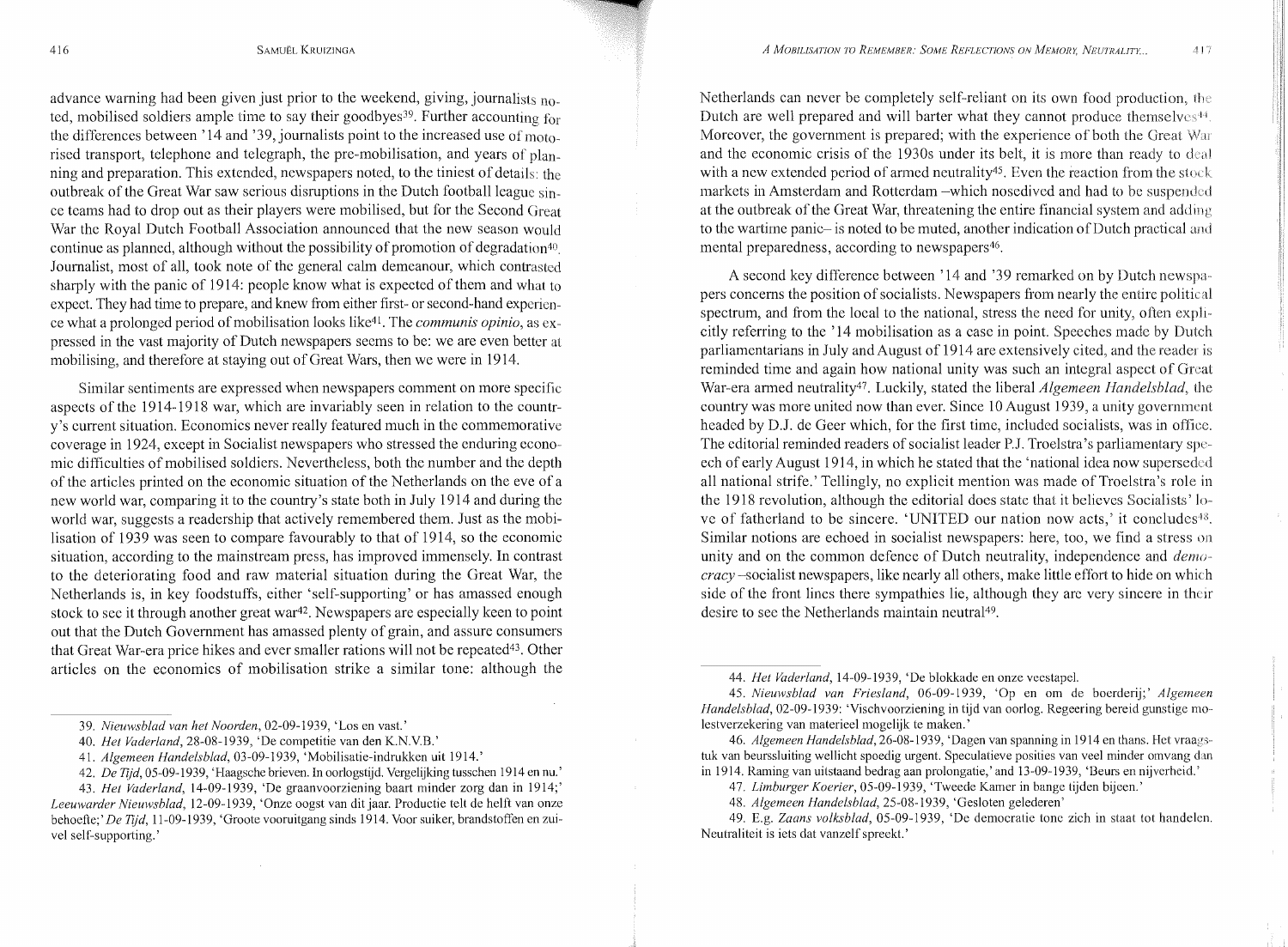advance warning had been given just prior to the weekend, giving, journalists noted, mobilised soldiers ample time to say their goodbyes[39]. Further accounting for the differences between '14 and '39, journalists point to the increased use of motorised transport, telephone and telegraph, the pre-mobilisation, and years of planning and preparation. This extended, newspapers noted, to the tiniest of details: the outbreak of the Great War saw serious disruptions in the Dutch football league since teams had to drop out as their players were mobilised, but for the Second Great War the Royal Dutch Football Association announced that the new season would continue as planned, although without the possibility of promotion of degradation[40]. Journalist, most of all, took note of the general calm demeanour, which contrasted sharply with the panic of 1914: people know what is expected of them and what to expect. They had time to prepare, and knew from either first- or second-hand experience what a prolonged period of mobilisation looks like[41]. The *communis opinio*, as expressed in the vast majority of Dutch newspapers seems to be: we are even better at mobilising, and therefore at staying out of Great Wars, then we were in 1914.

Similar sentiments are expressed when newspapers comment on more specific aspects of the 1914-1918 war, which are invariably seen in relation to the country's current situation. Economics never really featured much in the commemorative coverage in 1924, except in Socialist newspapers who stressed the enduring economic difficulties of mobilised soldiers. Nevertheless, both the number and the depth of the articles printed on the economic situation of the Netherlands on the eve of a new world war, comparing it to the country's state both in July 1914 and during the world war, suggests a readership that actively remembered them. Just as the mobilisation of 1939 was seen to compare favourably to that of 1914, so the economic situation, according to the mainstream press, has improved immensely. In contrast to the deteriorating food and raw material situation during the Great War, the Netherlands is, in key foodstuffs, either 'self-supporting' or has amassed enough stock to see it through another great war[42]. Newspapers are especially keen to point out that the Dutch Government has amassed plenty of grain, and assure consumers that Great War-era price hikes and ever smaller rations will not be repeated[43]. Other articles on the economics of mobilisation strike a similar tone: although the Netherlands can never be completely self-reliant on its own food production, the Dutch are well prepared and will barter what they cannot produce themselves[44]. Moreover, the government is prepared; with the experience of both the Great War and the economic crisis of the 1930s under its belt, it is more than ready to deal with a new extended period of armed neutrality[45]. Even the reaction from the stock markets in Amsterdam and Rotterdam –which nosedived and had to be suspended at the outbreak of the Great War, threatening the entire financial system and adding to the wartime panic– is noted to be muted, another indication of Dutch practical and mental preparedness, according to newspapers[46].

A second key difference between '14 and '39 remarked on by Dutch newspapers concerns the position of socialists. Newspapers from nearly the entire political spectrum, and from the local to the national, stress the need for unity, often explicitly referring to the '14 mobilisation as a case in point. Speeches made by Dutch parliamentarians in July and August of 1914 are extensively cited, and the reader is reminded time and again how national unity was such an integral aspect of Great War-era armed neutrality[47]. Luckily, stated the liberal *Algemeen Handelsblad*, the country was more united now than ever. Since 10 August 1939, a unity government headed by D.J. de Geer which, for the first time, included socialists, was in office. The editorial reminded readers of socialist leader P.J. Troelstra's parliamentary speech of early August 1914, in which he stated that the 'national idea now superseded all national strife.' Tellingly, no explicit mention was made of Troelstra's role in the 1918 revolution, although the editorial does state that it believes Socialists' love of fatherland to be sincere. 'UNITED our nation now acts,' it concludes[48]. Similar notions are echoed in socialist newspapers: here, too, we find a stress on unity and on the common defence of Dutch neutrality, independence and *democracy* –socialist newspapers, like nearly all others, make little effort to hide on which side of the front lines there sympathies lie, although they are very sincere in their desire to see the Netherlands maintain neutral[49].

---

39. *Nieuwsblad van het Noorden*, 02-09-1939, 'Los en vast.'

40. *Het Vaderland*, 28-08-1939, 'De competitie van den K.N.V.B.'

41. *Algemeen Handelsblad*, 03-09-1939, 'Mobilisatie-indrukken uit 1914.'

42. *De Tijd*, 05-09-1939, 'Haagsche brieven. In oorlogstijd. Vergelijking tusschen 1914 en nu.'

43. *Het Vaderland*, 14-09-1939, 'De graanvoorziening baart minder zorg dan in 1914;' *Leeuwarder Nieuwsblad*, 12-09-1939, 'Onze oogst van dit jaar. Productie telt de helft van onze behoefte;' *De Tijd*, 11-09-1939, 'Groote vooruitgang sinds 1914. Voor suiker, brandstoffen en zuivel self-supporting.'

44. *Het Vaderland*, 14-09-1939, 'De blokkade en onze veestapel.

45. *Nieuwsblad van Friesland*, 06-09-1939, 'Op en om de boerderij;' *Algemeen Handelsblad*, 02-09-1939: 'Vischvoorziening in tijd van oorlog. Regeering bereid gunstige molestverzekering van materieel mogelijk te maken.'

46. *Algemeen Handelsblad*, 26-08-1939, 'Dagen van spanning in 1914 en thans. Het vraagstuk van beurssluiting wellicht spoedig urgent. Speculatieve posities van veel minder omvang dan in 1914. Raming van uitstaand bedrag aan prolongatie,' and 13-09-1939, 'Beurs en nijverheid.'

47. *Limburger Koerier*, 05-09-1939, 'Tweede Kamer in bange tijden bijeen.'

48. *Algemeen Handelsblad*, 25-08-1939, 'Gesloten gelederen'

49. E.g. *Zaans volksblad*, 05-09-1939, 'De democratie tone zich in staat tot handelen. Neutraliteit is iets dat vanzelf spreekt.'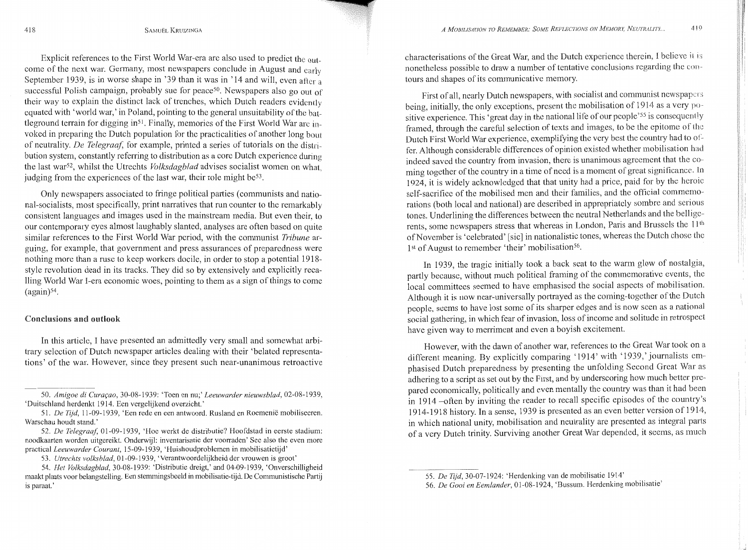Explicit references to the First World War-era are also used to predict the outcome of the next war. Germany, most newspapers conclude in August and early September 1939, is in worse shape in '39 than it was in '14 and will, even after a successful Polish campaign, probably sue for peace[50]. Newspapers also go out of their way to explain the distinct lack of trenches, which Dutch readers evidently equated with 'world war,' in Poland, pointing to the general unsuitability of the battleground terrain for digging in[51]. Finally, memories of the First World War are invoked in preparing the Dutch population for the practicalities of another long bout of neutrality. *De Telegraaf*, for example, printed a series of tutorials on the distribution system, constantly referring to distribution as a core Dutch experience during the last war[52], whilst the Utrechts *Volksdagblad* advises socialist women on what, judging from the experiences of the last war, their role might be[53].

Only newspapers associated to fringe political parties (communists and national-socialists, most specifically, print narratives that run counter to the remarkably consistent languages and images used in the mainstream media. But even their, to our contemporary eyes almost laughably slanted, analyses are often based on quite similar references to the First World War period, with the communist *Tribune* arguing, for example, that government and press assurances of preparedness were nothing more than a ruse to keep workers docile, in order to stop a potential 1918-style revolution dead in its tracks. They did so by extensively and explicitly recalling World War I-era economic woes, pointing to them as a sign of things to come (again)[54].

## Conclusions and outlook

In this article, I have presented an admittedly very small and somewhat arbitrary selection of Dutch newspaper articles dealing with their 'belated representations' of the war. However, since they present such near-unanimous retroactive characterisations of the Great War, and the Dutch experience therein, I believe it is nonetheless possible to draw a number of tentative conclusions regarding the contours and shapes of its communicative memory.

First of all, nearly Dutch newspapers, with socialist and communist newspapers being, initially, the only exceptions, present the mobilisation of 1914 as a very positive experience. This 'great day in the national life of our people'[55] is consequently framed, through the careful selection of texts and images, to be the epitome of the Dutch First World War experience, exemplifying the very best the country had to offer. Although considerable differences of opinion existed whether mobilisation had indeed saved the country from invasion, there is unanimous agreement that the coming together of the country in a time of need is a moment of great significance. In 1924, it is widely acknowledged that that unity had a price, paid for by the heroic self-sacrifice of the mobilised men and their families, and the official commemorations (both local and national) are described in appropriately sombre and serious tones. Underlining the differences between the neutral Netherlands and the belligerents, some newspapers stress that whereas in London, Paris and Brussels the 11th of November is 'celebrated' [sic] in nationalistic tones, whereas the Dutch chose the 1st of August to remember 'their' mobilisation[56].

In 1939, the tragic initially took a back seat to the warm glow of nostalgia, partly because, without much political framing of the commemorative events, the local committees seemed to have emphasised the social aspects of mobilisation. Although it is now near-universally portrayed as the coming-together of the Dutch people, seems to have lost some of its sharper edges and is now seen as a national social gathering, in which fear of invasion, loss of income and solitude in retrospect have given way to merriment and even a boyish excitement.

However, with the dawn of another war, references to the Great War took on a different meaning. By explicitly comparing '1914' with '1939,' journalists emphasised Dutch preparedness by presenting the unfolding Second Great War as adhering to a script as set out by the First, and by underscoring how much better prepared economically, politically and even mentally the country was than it had been in 1914 –often by inviting the reader to recall specific episodes of the country's 1914-1918 history. In a sense, 1939 is presented as an even better version of 1914, in which national unity, mobilisation and neutrality are presented as integral parts of a very Dutch trinity. Surviving another Great War depended, it seems, as much

---

50. *Amigoe di Curaçao*, 30-08-1939: 'Toen en nu;' *Leeuwarder nieuwsblad*, 02-08-1939, 'Duitschland herdenkt 1914. Een vergelijkend overzicht.'

51. *De Tijd*, 11-09-1939, 'Een rede en een antwoord. Rusland en Roemenië mobiliseeren. Warschau houdt stand.'

52. *De Telegraaf*, 01-09-1939, 'Hoe werkt de distributie? Hoofdstad in eerste stadium: noodkaarten worden uitgereikt. Onderwijl: inventarisatie der voorraden' See also the even more practical *Leeuwarder Courant*, 15-09-1939, 'Huishoudproblemen in mobilisatietijd'

53. *Utrechts volksblad*, 01-09-1939, 'Verantwoordelijkheid der vrouwen is groot'

54. *Het Volksdagblad*, 30-08-1939: 'Distributie dreigt,' and 04-09-1939, 'Onverschilligheid maakt plaats voor belangstelling. Een stemmingsbeeld in mobilisatie-tijd. De Communistische Partij is paraat.'

55. *De Tijd*, 30-07-1924: 'Herdenking van de mobilisatie 1914'

56. *De Gooi en Eemlander*, 01-08-1924, 'Bussum. Herdenking mobilisatie'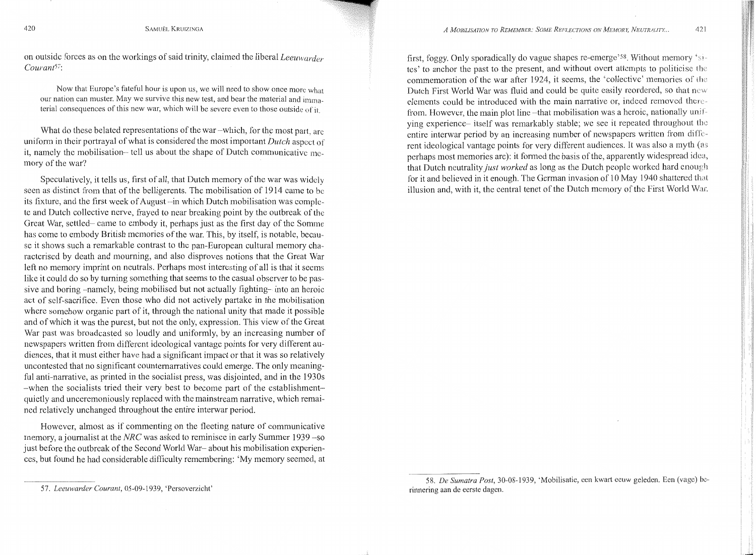on outside forces as on the workings of said trinity, claimed the liberal *Leeuwarder Courant*[57]:

> Now that Europe's fateful hour is upon us, we will need to show once more what our nation can muster. May we survive this new test, and bear the material and immaterial consequences of this new war, which will be severe even to those outside of it.

What do these belated representations of the war –which, for the most part, are uniform in their portrayal of what is considered the most important *Dutch* aspect of it, namely the mobilisation– tell us about the shape of Dutch communicative memory of the war?

Speculatively, it tells us, first of all, that Dutch memory of the war was widely seen as distinct from that of the belligerents. The mobilisation of 1914 came to be its fixture, and the first week of August –in which Dutch mobilisation was complete and Dutch collective nerve, frayed to near breaking point by the outbreak of the Great War, settled– came to embody it, perhaps just as the first day of the Somme has come to embody British memories of the war. This, by itself, is notable, because it shows such a remarkable contrast to the pan-European cultural memory characterised by death and mourning, and also disproves notions that the Great War left no memory imprint on neutrals. Perhaps most interesting of all is that it seems like it could do so by turning something that seems to the casual observer to be passive and boring –namely, being mobilised but not actually fighting– into an heroic act of self-sacrifice. Even those who did not actively partake in the mobilisation where somehow organic part of it, through the national unity that made it possible and of which it was the purest, but not the only, expression. This view of the Great War past was broadcasted so loudly and uniformly, by an increasing number of newspapers written from different ideological vantage points for very different audiences, that it must either have had a significant impact or that it was so relatively uncontested that no significant counternarratives could emerge. The only meaningful anti-narrative, as printed in the socialist press, was disjointed, and in the 1930s –when the socialists tried their very best to become part of the establishment– quietly and unceremoniously replaced with the mainstream narrative, which remained relatively unchanged throughout the entire interwar period.

However, almost as if commenting on the fleeting nature of communicative memory, a journalist at the *NRC* was asked to reminisce in early Summer 1939 –so just before the outbreak of the Second World War– about his mobilisation experiences, but found he had considerable difficulty remembering: 'My memory seemed, at first, foggy. Only sporadically do vague shapes re-emerge'[58]. Without memory 'sites' to anchor the past to the present, and without overt attempts to politicise the commemoration of the war after 1924, it seems, the 'collective' memories of the Dutch First World War was fluid and could be quite easily reordered, so that new elements could be introduced with the main narrative or, indeed removed therefrom. However, the main plot line –that mobilisation was a heroic, nationally unifying experience– itself was remarkably stable; we see it repeated throughout the entire interwar period by an increasing number of newspapers written from different ideological vantage points for very different audiences. It was also a myth (as perhaps most memories are): it formed the basis of the, apparently widespread idea, that Dutch neutrality *just worked* as long as the Dutch people worked hard enough for it and believed in it enough. The German invasion of 10 May 1940 shattered that illusion and, with it, the central tenet of the Dutch memory of the First World War.

---

57. *Leeuwarder Courant*, 05-09-1939, 'Persoverzicht'

58. *De Sumatra Post*, 30-08-1939, 'Mobilisatie, een kwart eeuw geleden. Een (vage) herinnering aan de eerste dagen.